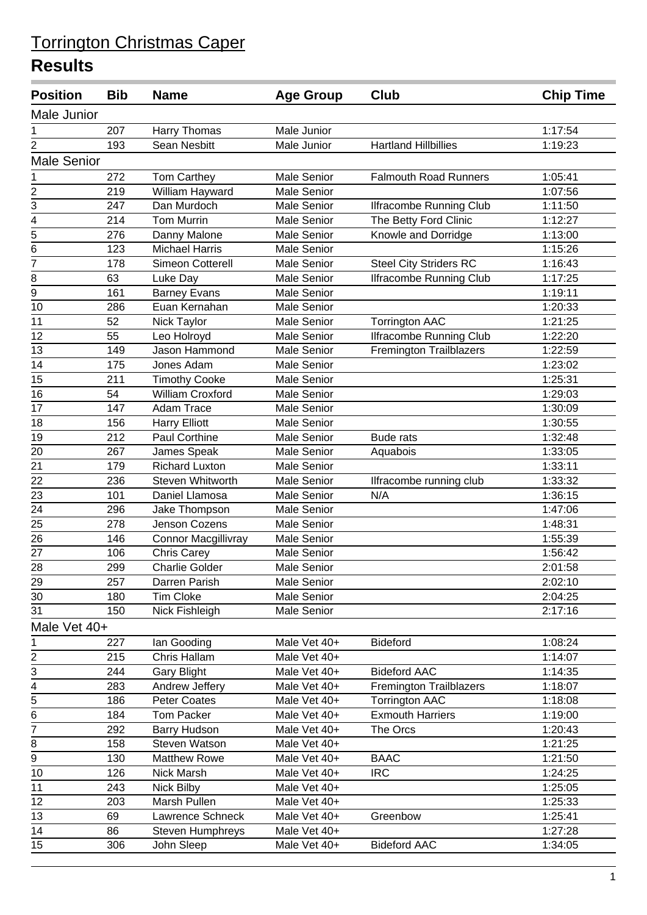# Torrington Christmas Caper

## Results

| Position | Bib | Name | Age Group | Club | Chip Time |
|---|---|---|---|---|---|
| **Male Junior** | | | | | |
| 1 | 207 | Harry Thomas | Male Junior | | 1:17:54 |
| 2 | 193 | Sean Nesbitt | Male Junior | Hartland Hillbillies | 1:19:23 |
| **Male Senior** | | | | | |
| 1 | 272 | Tom Carthey | Male Senior | Falmouth Road Runners | 1:05:41 |
| 2 | 219 | William Hayward | Male Senior | | 1:07:56 |
| 3 | 247 | Dan Murdoch | Male Senior | Ilfracombe Running Club | 1:11:50 |
| 4 | 214 | Tom Murrin | Male Senior | The Betty Ford Clinic | 1:12:27 |
| 5 | 276 | Danny Malone | Male Senior | Knowle and Dorridge | 1:13:00 |
| 6 | 123 | Michael Harris | Male Senior | | 1:15:26 |
| 7 | 178 | Simeon Cotterell | Male Senior | Steel City Striders RC | 1:16:43 |
| 8 | 63 | Luke Day | Male Senior | Ilfracombe Running Club | 1:17:25 |
| 9 | 161 | Barney Evans | Male Senior | | 1:19:11 |
| 10 | 286 | Euan Kernahan | Male Senior | | 1:20:33 |
| 11 | 52 | Nick Taylor | Male Senior | Torrington AAC | 1:21:25 |
| 12 | 55 | Leo Holroyd | Male Senior | Ilfracombe Running Club | 1:22:20 |
| 13 | 149 | Jason Hammond | Male Senior | Fremington Trailblazers | 1:22:59 |
| 14 | 175 | Jones Adam | Male Senior | | 1:23:02 |
| 15 | 211 | Timothy Cooke | Male Senior | | 1:25:31 |
| 16 | 54 | William Croxford | Male Senior | | 1:29:03 |
| 17 | 147 | Adam Trace | Male Senior | | 1:30:09 |
| 18 | 156 | Harry Elliott | Male Senior | | 1:30:55 |
| 19 | 212 | Paul Corthine | Male Senior | Bude rats | 1:32:48 |
| 20 | 267 | James Speak | Male Senior | Aquabois | 1:33:05 |
| 21 | 179 | Richard Luxton | Male Senior | | 1:33:11 |
| 22 | 236 | Steven Whitworth | Male Senior | Ilfracombe running club | 1:33:32 |
| 23 | 101 | Daniel Llamosa | Male Senior | N/A | 1:36:15 |
| 24 | 296 | Jake Thompson | Male Senior | | 1:47:06 |
| 25 | 278 | Jenson Cozens | Male Senior | | 1:48:31 |
| 26 | 146 | Connor Macgillivray | Male Senior | | 1:55:39 |
| 27 | 106 | Chris Carey | Male Senior | | 1:56:42 |
| 28 | 299 | Charlie Golder | Male Senior | | 2:01:58 |
| 29 | 257 | Darren Parish | Male Senior | | 2:02:10 |
| 30 | 180 | Tim Cloke | Male Senior | | 2:04:25 |
| 31 | 150 | Nick Fishleigh | Male Senior | | 2:17:16 |
| **Male Vet 40+** | | | | | |
| 1 | 227 | Ian Gooding | Male Vet 40+ | Bideford | 1:08:24 |
| 2 | 215 | Chris Hallam | Male Vet 40+ | | 1:14:07 |
| 3 | 244 | Gary Blight | Male Vet 40+ | Bideford AAC | 1:14:35 |
| 4 | 283 | Andrew Jeffery | Male Vet 40+ | Fremington Trailblazers | 1:18:07 |
| 5 | 186 | Peter Coates | Male Vet 40+ | Torrington AAC | 1:18:08 |
| 6 | 184 | Tom Packer | Male Vet 40+ | Exmouth Harriers | 1:19:00 |
| 7 | 292 | Barry Hudson | Male Vet 40+ | The Orcs | 1:20:43 |
| 8 | 158 | Steven Watson | Male Vet 40+ | | 1:21:25 |
| 9 | 130 | Matthew Rowe | Male Vet 40+ | BAAC | 1:21:50 |
| 10 | 126 | Nick Marsh | Male Vet 40+ | IRC | 1:24:25 |
| 11 | 243 | Nick Bilby | Male Vet 40+ | | 1:25:05 |
| 12 | 203 | Marsh Pullen | Male Vet 40+ | | 1:25:33 |
| 13 | 69 | Lawrence Schneck | Male Vet 40+ | Greenbow | 1:25:41 |
| 14 | 86 | Steven Humphreys | Male Vet 40+ | | 1:27:28 |
| 15 | 306 | John Sleep | Male Vet 40+ | Bideford AAC | 1:34:05 |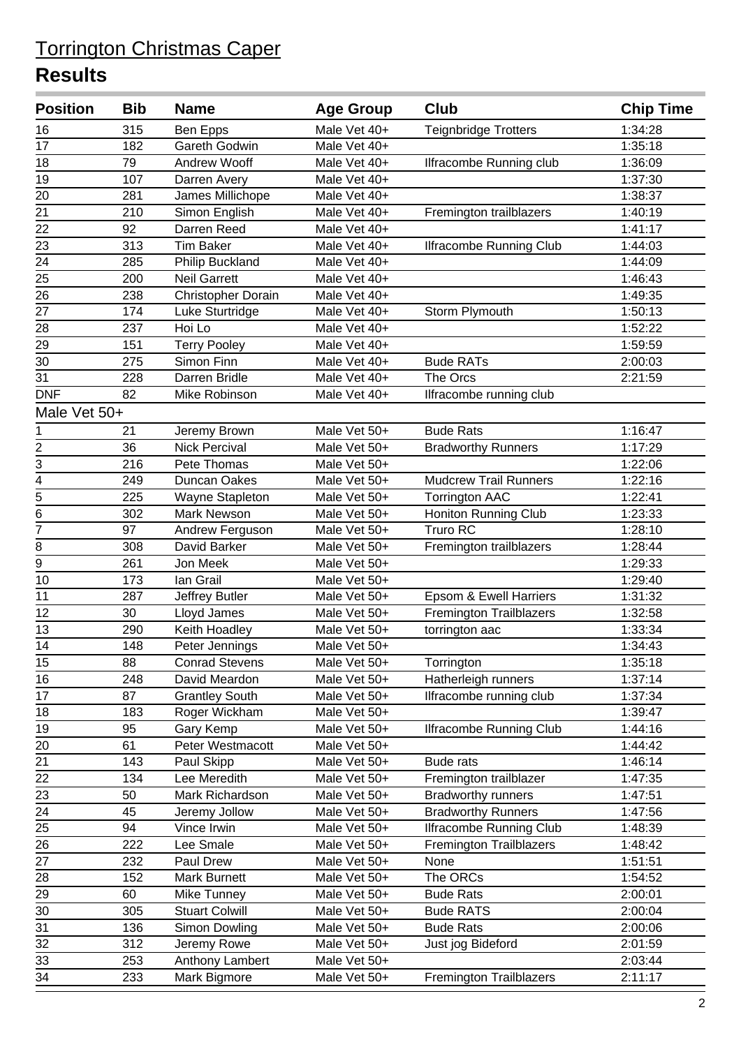# Torrington Christmas Caper

## Results

| Position | Bib | Name | Age Group | Club | Chip Time |
|---|---|---|---|---|---|
| 16 | 315 | Ben Epps | Male Vet 40+ | Teignbridge Trotters | 1:34:28 |
| 17 | 182 | Gareth Godwin | Male Vet 40+ | | 1:35:18 |
| 18 | 79 | Andrew Wooff | Male Vet 40+ | Ilfracombe Running club | 1:36:09 |
| 19 | 107 | Darren Avery | Male Vet 40+ | | 1:37:30 |
| 20 | 281 | James Millichope | Male Vet 40+ | | 1:38:37 |
| 21 | 210 | Simon English | Male Vet 40+ | Fremington trailblazers | 1:40:19 |
| 22 | 92 | Darren Reed | Male Vet 40+ | | 1:41:17 |
| 23 | 313 | Tim Baker | Male Vet 40+ | Ilfracombe Running Club | 1:44:03 |
| 24 | 285 | Philip Buckland | Male Vet 40+ | | 1:44:09 |
| 25 | 200 | Neil Garrett | Male Vet 40+ | | 1:46:43 |
| 26 | 238 | Christopher Dorain | Male Vet 40+ | | 1:49:35 |
| 27 | 174 | Luke Sturtridge | Male Vet 40+ | Storm Plymouth | 1:50:13 |
| 28 | 237 | Hoi Lo | Male Vet 40+ | | 1:52:22 |
| 29 | 151 | Terry Pooley | Male Vet 40+ | | 1:59:59 |
| 30 | 275 | Simon Finn | Male Vet 40+ | Bude RATs | 2:00:03 |
| 31 | 228 | Darren Bridle | Male Vet 40+ | The Orcs | 2:21:59 |
| DNF | 82 | Mike Robinson | Male Vet 40+ | Ilfracombe running club | |
| **Male Vet 50+** | | | | | |
| 1 | 21 | Jeremy Brown | Male Vet 50+ | Bude Rats | 1:16:47 |
| 2 | 36 | Nick Percival | Male Vet 50+ | Bradworthy Runners | 1:17:29 |
| 3 | 216 | Pete Thomas | Male Vet 50+ | | 1:22:06 |
| 4 | 249 | Duncan Oakes | Male Vet 50+ | Mudcrew Trail Runners | 1:22:16 |
| 5 | 225 | Wayne Stapleton | Male Vet 50+ | Torrington AAC | 1:22:41 |
| 6 | 302 | Mark Newson | Male Vet 50+ | Honiton Running Club | 1:23:33 |
| 7 | 97 | Andrew Ferguson | Male Vet 50+ | Truro RC | 1:28:10 |
| 8 | 308 | David Barker | Male Vet 50+ | Fremington trailblazers | 1:28:44 |
| 9 | 261 | Jon Meek | Male Vet 50+ | | 1:29:33 |
| 10 | 173 | Ian Grail | Male Vet 50+ | | 1:29:40 |
| 11 | 287 | Jeffrey Butler | Male Vet 50+ | Epsom & Ewell Harriers | 1:31:32 |
| 12 | 30 | Lloyd James | Male Vet 50+ | Fremington Trailblazers | 1:32:58 |
| 13 | 290 | Keith Hoadley | Male Vet 50+ | torrington aac | 1:33:34 |
| 14 | 148 | Peter Jennings | Male Vet 50+ | | 1:34:43 |
| 15 | 88 | Conrad Stevens | Male Vet 50+ | Torrington | 1:35:18 |
| 16 | 248 | David Meardon | Male Vet 50+ | Hatherleigh runners | 1:37:14 |
| 17 | 87 | Grantley South | Male Vet 50+ | Ilfracombe running club | 1:37:34 |
| 18 | 183 | Roger Wickham | Male Vet 50+ | | 1:39:47 |
| 19 | 95 | Gary Kemp | Male Vet 50+ | Ilfracombe Running Club | 1:44:16 |
| 20 | 61 | Peter Westmacott | Male Vet 50+ | | 1:44:42 |
| 21 | 143 | Paul Skipp | Male Vet 50+ | Bude rats | 1:46:14 |
| 22 | 134 | Lee Meredith | Male Vet 50+ | Fremington trailblazer | 1:47:35 |
| 23 | 50 | Mark Richardson | Male Vet 50+ | Bradworthy runners | 1:47:51 |
| 24 | 45 | Jeremy Jollow | Male Vet 50+ | Bradworthy Runners | 1:47:56 |
| 25 | 94 | Vince Irwin | Male Vet 50+ | Ilfracombe Running Club | 1:48:39 |
| 26 | 222 | Lee Smale | Male Vet 50+ | Fremington Trailblazers | 1:48:42 |
| 27 | 232 | Paul Drew | Male Vet 50+ | None | 1:51:51 |
| 28 | 152 | Mark Burnett | Male Vet 50+ | The ORCs | 1:54:52 |
| 29 | 60 | Mike Tunney | Male Vet 50+ | Bude Rats | 2:00:01 |
| 30 | 305 | Stuart Colwill | Male Vet 50+ | Bude RATS | 2:00:04 |
| 31 | 136 | Simon Dowling | Male Vet 50+ | Bude Rats | 2:00:06 |
| 32 | 312 | Jeremy Rowe | Male Vet 50+ | Just jog Bideford | 2:01:59 |
| 33 | 253 | Anthony Lambert | Male Vet 50+ | | 2:03:44 |
| 34 | 233 | Mark Bigmore | Male Vet 50+ | Fremington Trailblazers | 2:11:17 |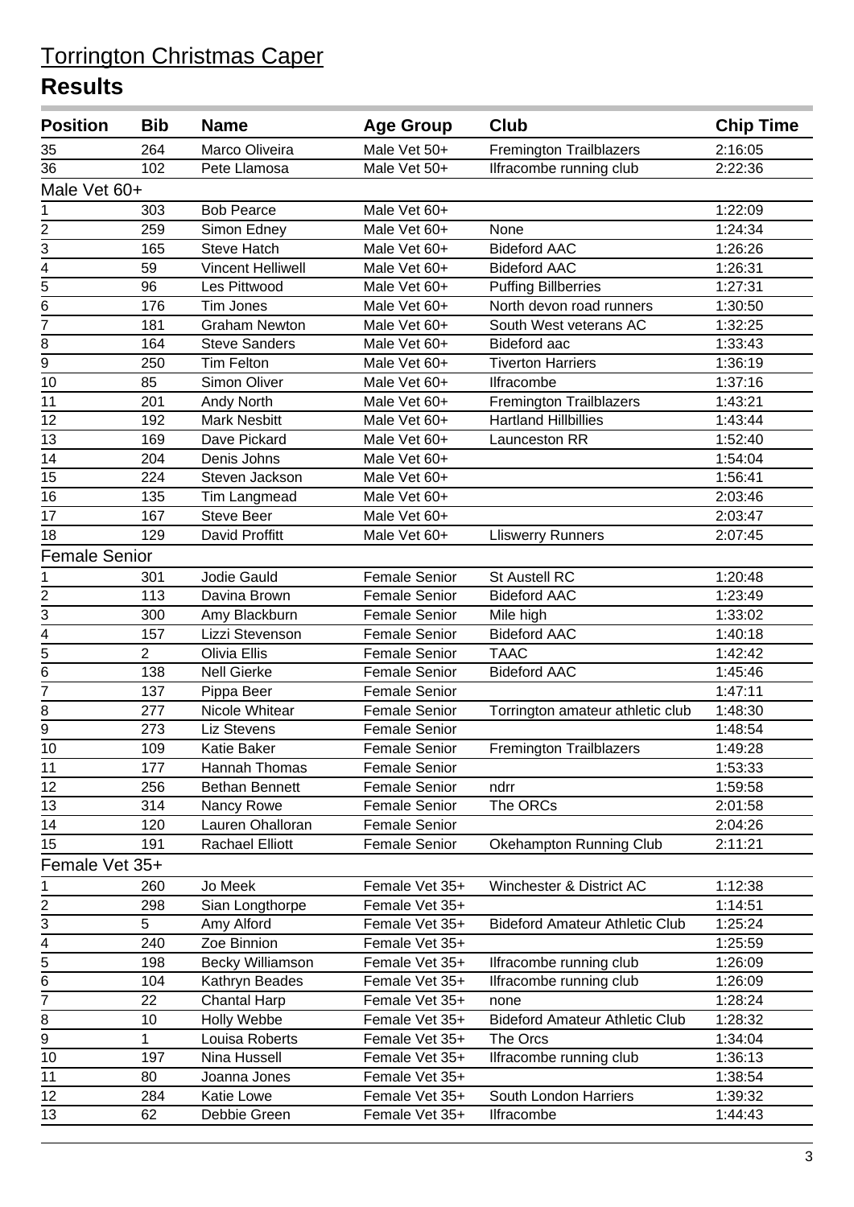# Torrington Christmas Caper

## Results

| Position | Bib | Name | Age Group | Club | Chip Time |
|---|---|---|---|---|---|
| 35 | 264 | Marco Oliveira | Male Vet 50+ | Fremington Trailblazers | 2:16:05 |
| 36 | 102 | Pete Llamosa | Male Vet 50+ | Ilfracombe running club | 2:22:36 |
| Male Vet 60+ | | | | | |
| 1 | 303 | Bob Pearce | Male Vet 60+ | | 1:22:09 |
| 2 | 259 | Simon Edney | Male Vet 60+ | None | 1:24:34 |
| 3 | 165 | Steve Hatch | Male Vet 60+ | Bideford AAC | 1:26:26 |
| 4 | 59 | Vincent Helliwell | Male Vet 60+ | Bideford AAC | 1:26:31 |
| 5 | 96 | Les Pittwood | Male Vet 60+ | Puffing Billberries | 1:27:31 |
| 6 | 176 | Tim Jones | Male Vet 60+ | North devon road runners | 1:30:50 |
| 7 | 181 | Graham Newton | Male Vet 60+ | South West veterans AC | 1:32:25 |
| 8 | 164 | Steve Sanders | Male Vet 60+ | Bideford aac | 1:33:43 |
| 9 | 250 | Tim Felton | Male Vet 60+ | Tiverton Harriers | 1:36:19 |
| 10 | 85 | Simon Oliver | Male Vet 60+ | Ilfracombe | 1:37:16 |
| 11 | 201 | Andy North | Male Vet 60+ | Fremington Trailblazers | 1:43:21 |
| 12 | 192 | Mark Nesbitt | Male Vet 60+ | Hartland Hillbillies | 1:43:44 |
| 13 | 169 | Dave Pickard | Male Vet 60+ | Launceston RR | 1:52:40 |
| 14 | 204 | Denis Johns | Male Vet 60+ | | 1:54:04 |
| 15 | 224 | Steven Jackson | Male Vet 60+ | | 1:56:41 |
| 16 | 135 | Tim Langmead | Male Vet 60+ | | 2:03:46 |
| 17 | 167 | Steve Beer | Male Vet 60+ | | 2:03:47 |
| 18 | 129 | David Proffitt | Male Vet 60+ | Lliswerry Runners | 2:07:45 |
| Female Senior | | | | | |
| 1 | 301 | Jodie Gauld | Female Senior | St Austell RC | 1:20:48 |
| 2 | 113 | Davina Brown | Female Senior | Bideford AAC | 1:23:49 |
| 3 | 300 | Amy Blackburn | Female Senior | Mile high | 1:33:02 |
| 4 | 157 | Lizzi Stevenson | Female Senior | Bideford AAC | 1:40:18 |
| 5 | 2 | Olivia Ellis | Female Senior | TAAC | 1:42:42 |
| 6 | 138 | Nell Gierke | Female Senior | Bideford AAC | 1:45:46 |
| 7 | 137 | Pippa Beer | Female Senior | | 1:47:11 |
| 8 | 277 | Nicole Whitear | Female Senior | Torrington amateur athletic club | 1:48:30 |
| 9 | 273 | Liz Stevens | Female Senior | | 1:48:54 |
| 10 | 109 | Katie Baker | Female Senior | Fremington Trailblazers | 1:49:28 |
| 11 | 177 | Hannah Thomas | Female Senior | | 1:53:33 |
| 12 | 256 | Bethan Bennett | Female Senior | ndrr | 1:59:58 |
| 13 | 314 | Nancy Rowe | Female Senior | The ORCs | 2:01:58 |
| 14 | 120 | Lauren Ohalloran | Female Senior | | 2:04:26 |
| 15 | 191 | Rachael Elliott | Female Senior | Okehampton Running Club | 2:11:21 |
| Female Vet 35+ | | | | | |
| 1 | 260 | Jo Meek | Female Vet 35+ | Winchester & District AC | 1:12:38 |
| 2 | 298 | Sian Longthorpe | Female Vet 35+ | | 1:14:51 |
| 3 | 5 | Amy Alford | Female Vet 35+ | Bideford Amateur Athletic Club | 1:25:24 |
| 4 | 240 | Zoe Binnion | Female Vet 35+ | | 1:25:59 |
| 5 | 198 | Becky Williamson | Female Vet 35+ | Ilfracombe running club | 1:26:09 |
| 6 | 104 | Kathryn Beades | Female Vet 35+ | Ilfracombe running club | 1:26:09 |
| 7 | 22 | Chantal Harp | Female Vet 35+ | none | 1:28:24 |
| 8 | 10 | Holly Webbe | Female Vet 35+ | Bideford Amateur Athletic Club | 1:28:32 |
| 9 | 1 | Louisa Roberts | Female Vet 35+ | The Orcs | 1:34:04 |
| 10 | 197 | Nina Hussell | Female Vet 35+ | Ilfracombe running club | 1:36:13 |
| 11 | 80 | Joanna Jones | Female Vet 35+ | | 1:38:54 |
| 12 | 284 | Katie Lowe | Female Vet 35+ | South London Harriers | 1:39:32 |
| 13 | 62 | Debbie Green | Female Vet 35+ | Ilfracombe | 1:44:43 |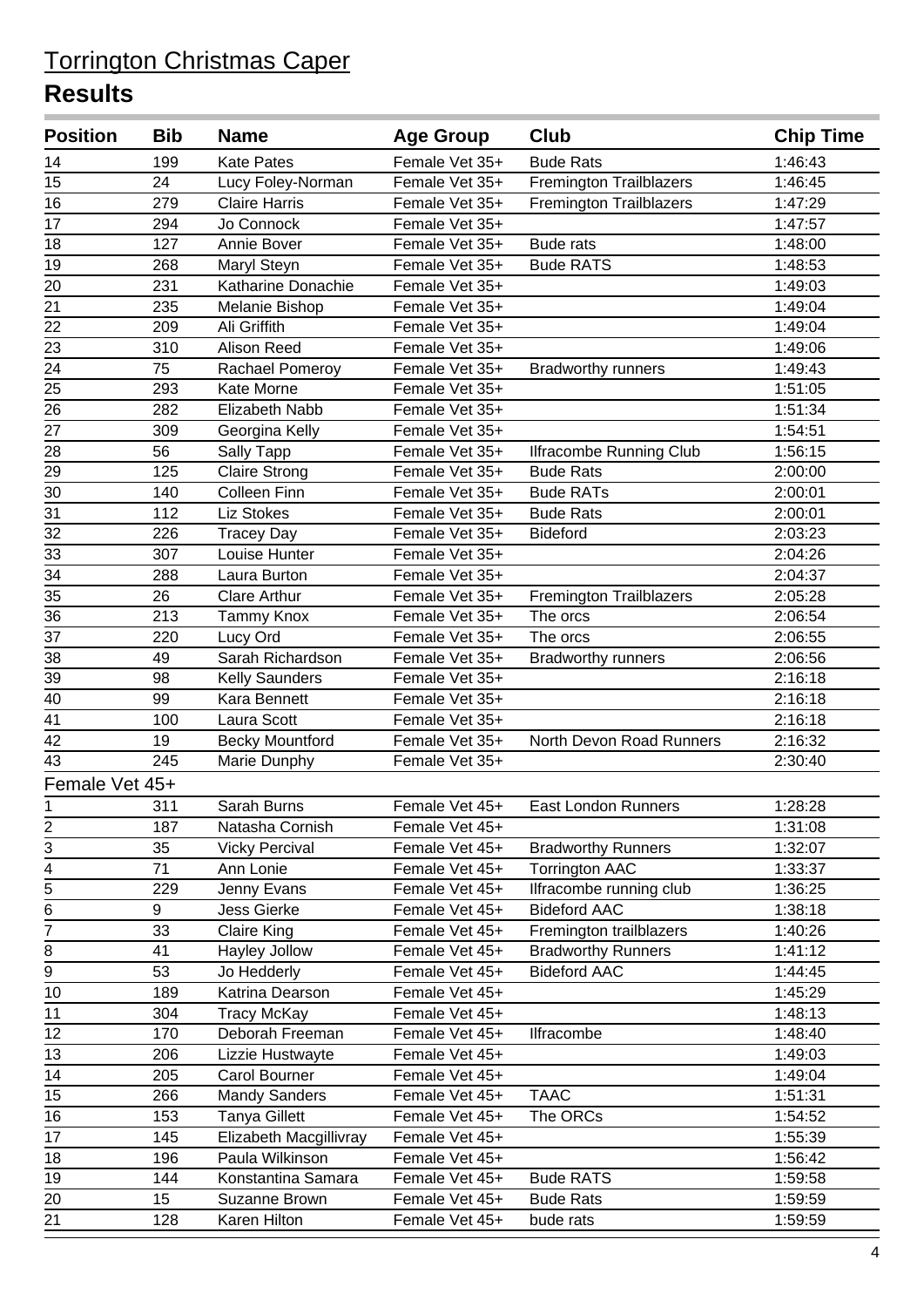# Torrington Christmas Caper

## Results

| Position | Bib | Name | Age Group | Club | Chip Time |
|---|---|---|---|---|---|
| 14 | 199 | Kate Pates | Female Vet 35+ | Bude Rats | 1:46:43 |
| 15 | 24 | Lucy Foley-Norman | Female Vet 35+ | Fremington Trailblazers | 1:46:45 |
| 16 | 279 | Claire Harris | Female Vet 35+ | Fremington Trailblazers | 1:47:29 |
| 17 | 294 | Jo Connock | Female Vet 35+ | | 1:47:57 |
| 18 | 127 | Annie Bover | Female Vet 35+ | Bude rats | 1:48:00 |
| 19 | 268 | Maryl Steyn | Female Vet 35+ | Bude RATS | 1:48:53 |
| 20 | 231 | Katharine Donachie | Female Vet 35+ | | 1:49:03 |
| 21 | 235 | Melanie Bishop | Female Vet 35+ | | 1:49:04 |
| 22 | 209 | Ali Griffith | Female Vet 35+ | | 1:49:04 |
| 23 | 310 | Alison Reed | Female Vet 35+ | | 1:49:06 |
| 24 | 75 | Rachael Pomeroy | Female Vet 35+ | Bradworthy runners | 1:49:43 |
| 25 | 293 | Kate Morne | Female Vet 35+ | | 1:51:05 |
| 26 | 282 | Elizabeth Nabb | Female Vet 35+ | | 1:51:34 |
| 27 | 309 | Georgina Kelly | Female Vet 35+ | | 1:54:51 |
| 28 | 56 | Sally Tapp | Female Vet 35+ | Ilfracombe Running Club | 1:56:15 |
| 29 | 125 | Claire Strong | Female Vet 35+ | Bude Rats | 2:00:00 |
| 30 | 140 | Colleen Finn | Female Vet 35+ | Bude RATs | 2:00:01 |
| 31 | 112 | Liz Stokes | Female Vet 35+ | Bude Rats | 2:00:01 |
| 32 | 226 | Tracey Day | Female Vet 35+ | Bideford | 2:03:23 |
| 33 | 307 | Louise Hunter | Female Vet 35+ | | 2:04:26 |
| 34 | 288 | Laura Burton | Female Vet 35+ | | 2:04:37 |
| 35 | 26 | Clare Arthur | Female Vet 35+ | Fremington Trailblazers | 2:05:28 |
| 36 | 213 | Tammy Knox | Female Vet 35+ | The orcs | 2:06:54 |
| 37 | 220 | Lucy Ord | Female Vet 35+ | The orcs | 2:06:55 |
| 38 | 49 | Sarah Richardson | Female Vet 35+ | Bradworthy runners | 2:06:56 |
| 39 | 98 | Kelly Saunders | Female Vet 35+ | | 2:16:18 |
| 40 | 99 | Kara Bennett | Female Vet 35+ | | 2:16:18 |
| 41 | 100 | Laura Scott | Female Vet 35+ | | 2:16:18 |
| 42 | 19 | Becky Mountford | Female Vet 35+ | North Devon Road Runners | 2:16:32 |
| 43 | 245 | Marie Dunphy | Female Vet 35+ | | 2:30:40 |
| Female Vet 45+ | | | | | |
| 1 | 311 | Sarah Burns | Female Vet 45+ | East London Runners | 1:28:28 |
| 2 | 187 | Natasha Cornish | Female Vet 45+ | | 1:31:08 |
| 3 | 35 | Vicky Percival | Female Vet 45+ | Bradworthy Runners | 1:32:07 |
| 4 | 71 | Ann Lonie | Female Vet 45+ | Torrington AAC | 1:33:37 |
| 5 | 229 | Jenny Evans | Female Vet 45+ | Ilfracombe running club | 1:36:25 |
| 6 | 9 | Jess Gierke | Female Vet 45+ | Bideford AAC | 1:38:18 |
| 7 | 33 | Claire King | Female Vet 45+ | Fremington trailblazers | 1:40:26 |
| 8 | 41 | Hayley Jollow | Female Vet 45+ | Bradworthy Runners | 1:41:12 |
| 9 | 53 | Jo Hedderly | Female Vet 45+ | Bideford AAC | 1:44:45 |
| 10 | 189 | Katrina Dearson | Female Vet 45+ | | 1:45:29 |
| 11 | 304 | Tracy McKay | Female Vet 45+ | | 1:48:13 |
| 12 | 170 | Deborah Freeman | Female Vet 45+ | Ilfracombe | 1:48:40 |
| 13 | 206 | Lizzie Hustwayte | Female Vet 45+ | | 1:49:03 |
| 14 | 205 | Carol Bourner | Female Vet 45+ | | 1:49:04 |
| 15 | 266 | Mandy Sanders | Female Vet 45+ | TAAC | 1:51:31 |
| 16 | 153 | Tanya Gillett | Female Vet 45+ | The ORCs | 1:54:52 |
| 17 | 145 | Elizabeth Macgillivray | Female Vet 45+ | | 1:55:39 |
| 18 | 196 | Paula Wilkinson | Female Vet 45+ | | 1:56:42 |
| 19 | 144 | Konstantina Samara | Female Vet 45+ | Bude RATS | 1:59:58 |
| 20 | 15 | Suzanne Brown | Female Vet 45+ | Bude Rats | 1:59:59 |
| 21 | 128 | Karen Hilton | Female Vet 45+ | bude rats | 1:59:59 |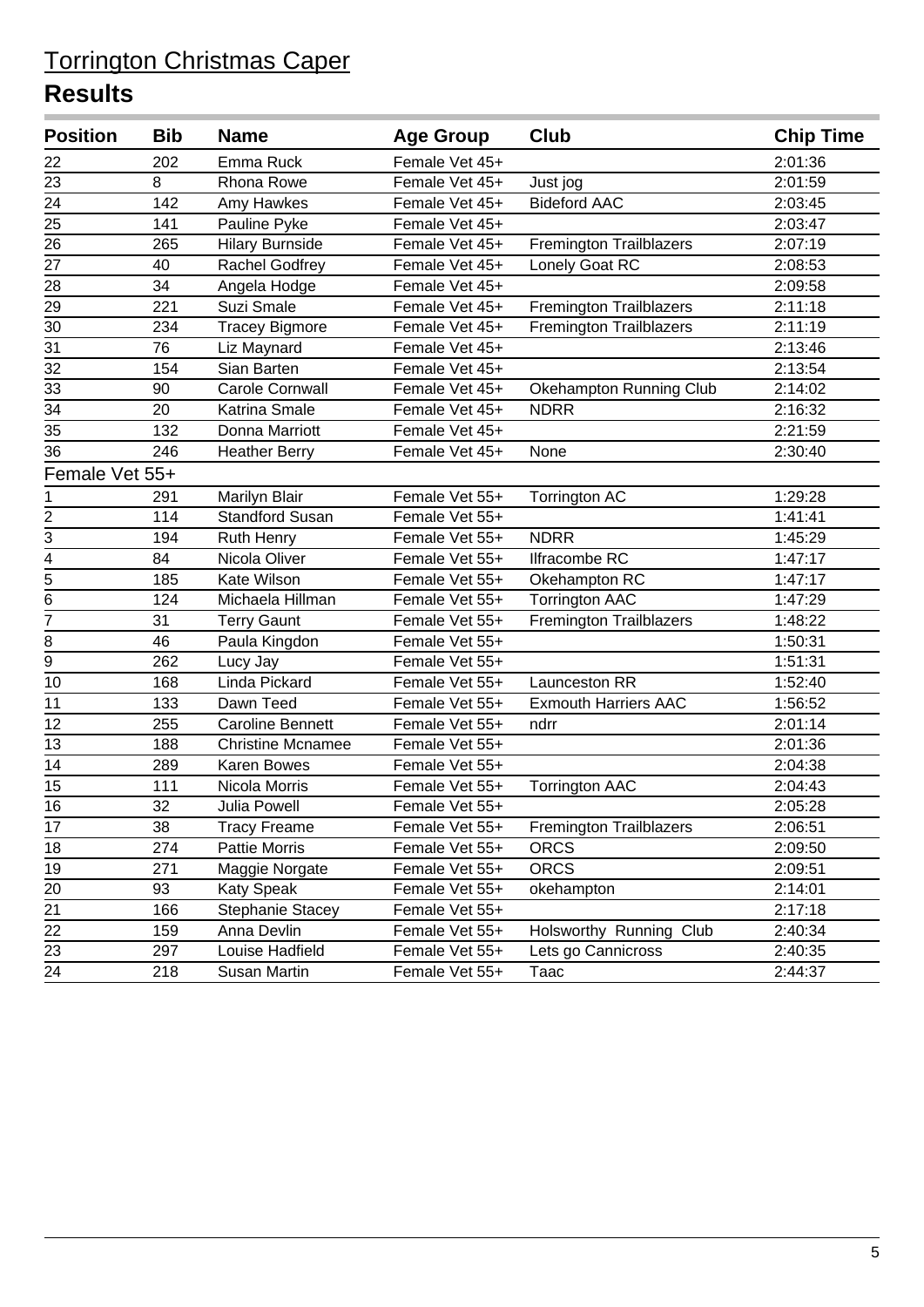# Torrington Christmas Caper

## Results

| Position | Bib | Name | Age Group | Club | Chip Time |
|---|---|---|---|---|---|
| 22 | 202 | Emma Ruck | Female Vet 45+ | | 2:01:36 |
| 23 | 8 | Rhona Rowe | Female Vet 45+ | Just jog | 2:01:59 |
| 24 | 142 | Amy Hawkes | Female Vet 45+ | Bideford AAC | 2:03:45 |
| 25 | 141 | Pauline Pyke | Female Vet 45+ | | 2:03:47 |
| 26 | 265 | Hilary Burnside | Female Vet 45+ | Fremington Trailblazers | 2:07:19 |
| 27 | 40 | Rachel Godfrey | Female Vet 45+ | Lonely Goat RC | 2:08:53 |
| 28 | 34 | Angela Hodge | Female Vet 45+ | | 2:09:58 |
| 29 | 221 | Suzi Smale | Female Vet 45+ | Fremington Trailblazers | 2:11:18 |
| 30 | 234 | Tracey Bigmore | Female Vet 45+ | Fremington Trailblazers | 2:11:19 |
| 31 | 76 | Liz Maynard | Female Vet 45+ | | 2:13:46 |
| 32 | 154 | Sian Barten | Female Vet 45+ | | 2:13:54 |
| 33 | 90 | Carole Cornwall | Female Vet 45+ | Okehampton Running Club | 2:14:02 |
| 34 | 20 | Katrina Smale | Female Vet 45+ | NDRR | 2:16:32 |
| 35 | 132 | Donna Marriott | Female Vet 45+ | | 2:21:59 |
| 36 | 246 | Heather Berry | Female Vet 45+ | None | 2:30:40 |
| Female Vet 55+ | | | | | |
| 1 | 291 | Marilyn Blair | Female Vet 55+ | Torrington AC | 1:29:28 |
| 2 | 114 | Standford Susan | Female Vet 55+ | | 1:41:41 |
| 3 | 194 | Ruth Henry | Female Vet 55+ | NDRR | 1:45:29 |
| 4 | 84 | Nicola Oliver | Female Vet 55+ | Ilfracombe RC | 1:47:17 |
| 5 | 185 | Kate Wilson | Female Vet 55+ | Okehampton RC | 1:47:17 |
| 6 | 124 | Michaela Hillman | Female Vet 55+ | Torrington AAC | 1:47:29 |
| 7 | 31 | Terry Gaunt | Female Vet 55+ | Fremington Trailblazers | 1:48:22 |
| 8 | 46 | Paula Kingdon | Female Vet 55+ | | 1:50:31 |
| 9 | 262 | Lucy Jay | Female Vet 55+ | | 1:51:31 |
| 10 | 168 | Linda Pickard | Female Vet 55+ | Launceston RR | 1:52:40 |
| 11 | 133 | Dawn Teed | Female Vet 55+ | Exmouth Harriers AAC | 1:56:52 |
| 12 | 255 | Caroline Bennett | Female Vet 55+ | ndrr | 2:01:14 |
| 13 | 188 | Christine Mcnamee | Female Vet 55+ | | 2:01:36 |
| 14 | 289 | Karen Bowes | Female Vet 55+ | | 2:04:38 |
| 15 | 111 | Nicola Morris | Female Vet 55+ | Torrington AAC | 2:04:43 |
| 16 | 32 | Julia Powell | Female Vet 55+ | | 2:05:28 |
| 17 | 38 | Tracy Freame | Female Vet 55+ | Fremington Trailblazers | 2:06:51 |
| 18 | 274 | Pattie Morris | Female Vet 55+ | ORCS | 2:09:50 |
| 19 | 271 | Maggie Norgate | Female Vet 55+ | ORCS | 2:09:51 |
| 20 | 93 | Katy Speak | Female Vet 55+ | okehampton | 2:14:01 |
| 21 | 166 | Stephanie Stacey | Female Vet 55+ | | 2:17:18 |
| 22 | 159 | Anna Devlin | Female Vet 55+ | Holsworthy Running Club | 2:40:34 |
| 23 | 297 | Louise Hadfield | Female Vet 55+ | Lets go Cannicross | 2:40:35 |
| 24 | 218 | Susan Martin | Female Vet 55+ | Taac | 2:44:37 |